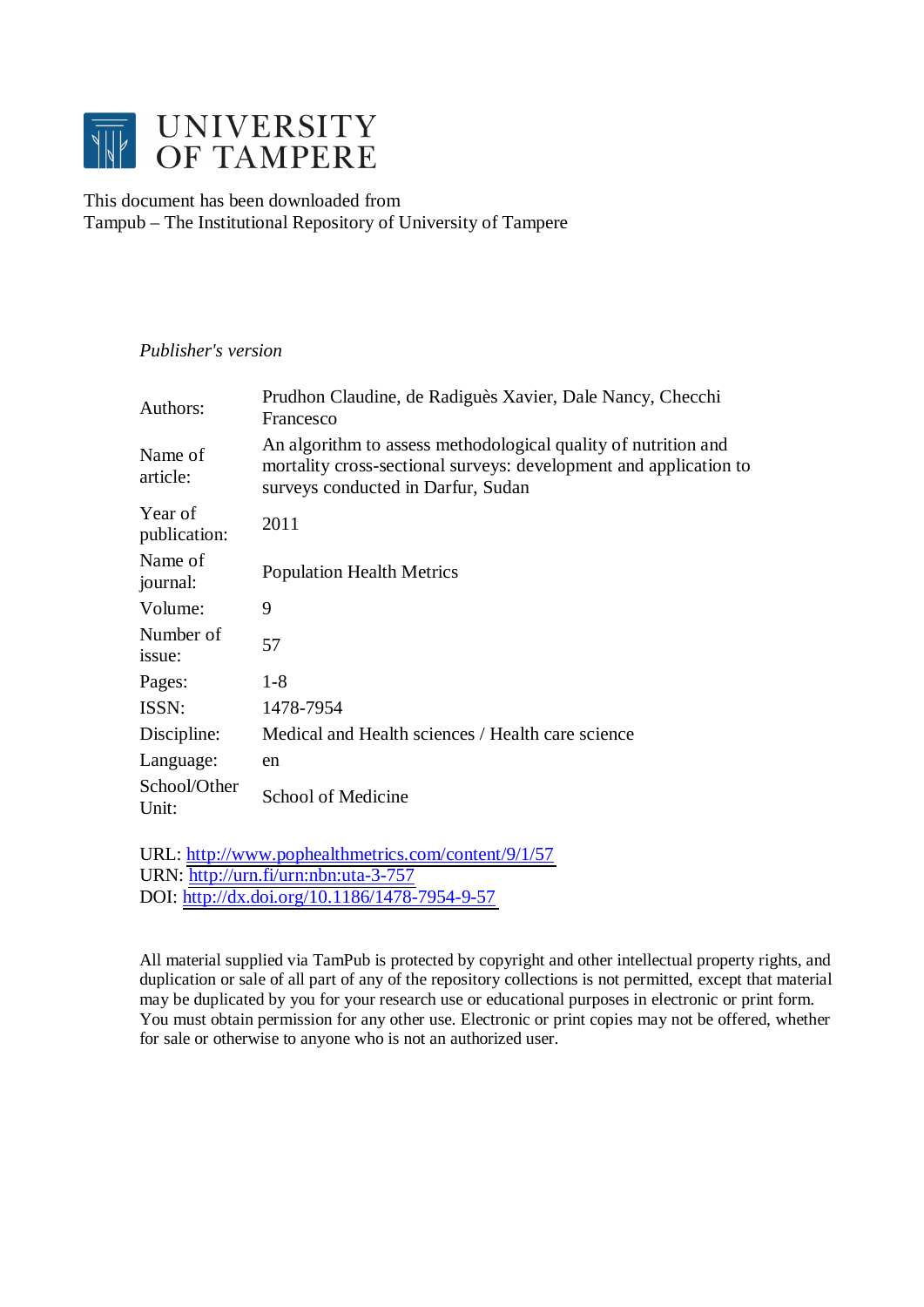UNIVERSITY OF TAMPERE

This document has been downloaded from
Tampub – The Institutional Repository of University of Tampere

*Publisher's version*

| | |
|---|---|
| Authors: | Prudhon Claudine, de Radiguès Xavier, Dale Nancy, Checchi Francesco |
| Name of article: | An algorithm to assess methodological quality of nutrition and mortality cross-sectional surveys: development and application to surveys conducted in Darfur, Sudan |
| Year of publication: | 2011 |
| Name of journal: | Population Health Metrics |
| Volume: | 9 |
| Number of issue: | 57 |
| Pages: | 1-8 |
| ISSN: | 1478-7954 |
| Discipline: | Medical and Health sciences / Health care science |
| Language: | en |
| School/Other Unit: | School of Medicine |

URL: http://www.pophealthmetrics.com/content/9/1/57
URN: http://urn.fi/urn:nbn:uta-3-757
DOI: http://dx.doi.org/10.1186/1478-7954-9-57

All material supplied via TamPub is protected by copyright and other intellectual property rights, and duplication or sale of all part of any of the repository collections is not permitted, except that material may be duplicated by you for your research use or educational purposes in electronic or print form. You must obtain permission for any other use. Electronic or print copies may not be offered, whether for sale or otherwise to anyone who is not an authorized user.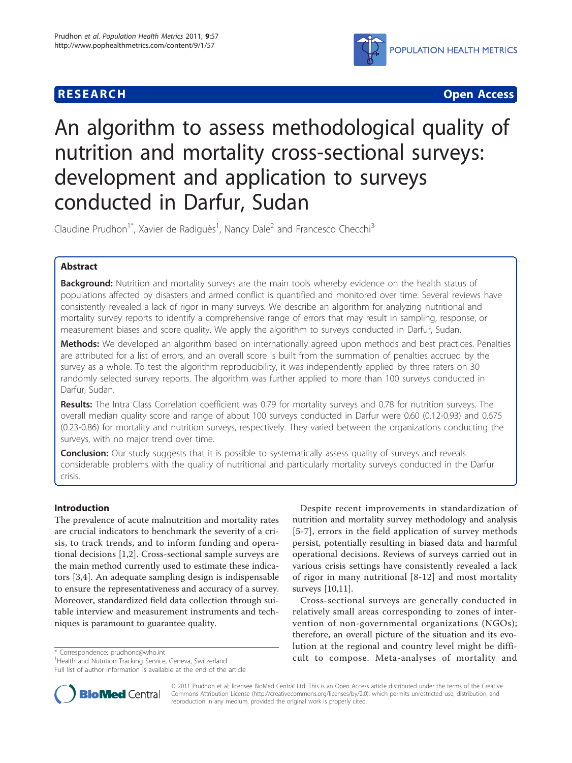# An algorithm to assess methodological quality of nutrition and mortality cross-sectional surveys: development and application to surveys conducted in Darfur, Sudan

Claudine Prudhon[1*], Xavier de Radiguès[1], Nancy Dale[2] and Francesco Checchi[3]

## Abstract

**Background:** Nutrition and mortality surveys are the main tools whereby evidence on the health status of populations affected by disasters and armed conflict is quantified and monitored over time. Several reviews have consistently revealed a lack of rigor in many surveys. We describe an algorithm for analyzing nutritional and mortality survey reports to identify a comprehensive range of errors that may result in sampling, response, or measurement biases and score quality. We apply the algorithm to surveys conducted in Darfur, Sudan.

**Methods:** We developed an algorithm based on internationally agreed upon methods and best practices. Penalties are attributed for a list of errors, and an overall score is built from the summation of penalties accrued by the survey as a whole. To test the algorithm reproducibility, it was independently applied by three raters on 30 randomly selected survey reports. The algorithm was further applied to more than 100 surveys conducted in Darfur, Sudan.

**Results:** The Intra Class Correlation coefficient was 0.79 for mortality surveys and 0.78 for nutrition surveys. The overall median quality score and range of about 100 surveys conducted in Darfur were 0.60 (0.12-0.93) and 0.675 (0.23-0.86) for mortality and nutrition surveys, respectively. They varied between the organizations conducting the surveys, with no major trend over time.

**Conclusion:** Our study suggests that it is possible to systematically assess quality of surveys and reveals considerable problems with the quality of nutritional and particularly mortality surveys conducted in the Darfur crisis.

## Introduction

The prevalence of acute malnutrition and mortality rates are crucial indicators to benchmark the severity of a crisis, to track trends, and to inform funding and operational decisions [1,2]. Cross-sectional sample surveys are the main method currently used to estimate these indicators [3,4]. An adequate sampling design is indispensable to ensure the representativeness and accuracy of a survey. Moreover, standardized field data collection through suitable interview and measurement instruments and techniques is paramount to guarantee quality.

Despite recent improvements in standardization of nutrition and mortality survey methodology and analysis [5-7], errors in the field application of survey methods persist, potentially resulting in biased data and harmful operational decisions. Reviews of surveys carried out in various crisis settings have consistently revealed a lack of rigor in many nutritional [8-12] and most mortality surveys [10,11].

Cross-sectional surveys are generally conducted in relatively small areas corresponding to zones of intervention of non-governmental organizations (NGOs); therefore, an overall picture of the situation and its evolution at the regional and country level might be difficult to compose. Meta-analyses of mortality and

\* Correspondence: prudhonc@who.int

[1]Health and Nutrition Tracking Service, Geneva, Switzerland

Full list of author information is available at the end of the article

© 2011 Prudhon et al; licensee BioMed Central Ltd. This is an Open Access article distributed under the terms of the Creative Commons Attribution License (http://creativecommons.org/licenses/by/2.0), which permits unrestricted use, distribution, and reproduction in any medium, provided the original work is properly cited.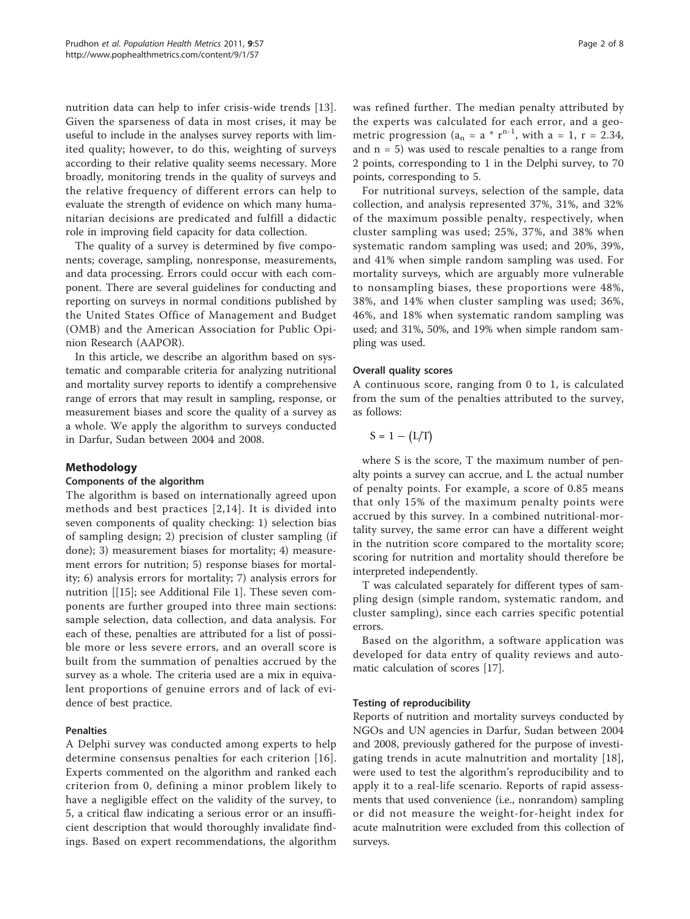nutrition data can help to infer crisis-wide trends [13]. Given the sparseness of data in most crises, it may be useful to include in the analyses survey reports with limited quality; however, to do this, weighting of surveys according to their relative quality seems necessary. More broadly, monitoring trends in the quality of surveys and the relative frequency of different errors can help to evaluate the strength of evidence on which many humanitarian decisions are predicated and fulfill a didactic role in improving field capacity for data collection.

The quality of a survey is determined by five components; coverage, sampling, nonresponse, measurements, and data processing. Errors could occur with each component. There are several guidelines for conducting and reporting on surveys in normal conditions published by the United States Office of Management and Budget (OMB) and the American Association for Public Opinion Research (AAPOR).

In this article, we describe an algorithm based on systematic and comparable criteria for analyzing nutritional and mortality survey reports to identify a comprehensive range of errors that may result in sampling, response, or measurement biases and score the quality of a survey as a whole. We apply the algorithm to surveys conducted in Darfur, Sudan between 2004 and 2008.

## Methodology

### Components of the algorithm

The algorithm is based on internationally agreed upon methods and best practices [2,14]. It is divided into seven components of quality checking: 1) selection bias of sampling design; 2) precision of cluster sampling (if done); 3) measurement biases for mortality; 4) measurement errors for nutrition; 5) response biases for mortality; 6) analysis errors for mortality; 7) analysis errors for nutrition [[15]; see Additional File 1]. These seven components are further grouped into three main sections: sample selection, data collection, and data analysis. For each of these, penalties are attributed for a list of possible more or less severe errors, and an overall score is built from the summation of penalties accrued by the survey as a whole. The criteria used are a mix in equivalent proportions of genuine errors and of lack of evidence of best practice.

### Penalties

A Delphi survey was conducted among experts to help determine consensus penalties for each criterion [16]. Experts commented on the algorithm and ranked each criterion from 0, defining a minor problem likely to have a negligible effect on the validity of the survey, to 5, a critical flaw indicating a serious error or an insufficient description that would thoroughly invalidate findings. Based on expert recommendations, the algorithm was refined further. The median penalty attributed by the experts was calculated for each error, and a geometric progression ($a_n = a * r^{n-1}$, with $a = 1$, $r = 2.34$, and $n = 5$) was used to rescale penalties to a range from 2 points, corresponding to 1 in the Delphi survey, to 70 points, corresponding to 5.

For nutritional surveys, selection of the sample, data collection, and analysis represented 37%, 31%, and 32% of the maximum possible penalty, respectively, when cluster sampling was used; 25%, 37%, and 38% when systematic random sampling was used; and 20%, 39%, and 41% when simple random sampling was used. For mortality surveys, which are arguably more vulnerable to nonsampling biases, these proportions were 48%, 38%, and 14% when cluster sampling was used; 36%, 46%, and 18% when systematic random sampling was used; and 31%, 50%, and 19% when simple random sampling was used.

### Overall quality scores

A continuous score, ranging from 0 to 1, is calculated from the sum of the penalties attributed to the survey, as follows:

$$S = 1 - (L/T)$$

where S is the score, T the maximum number of penalty points a survey can accrue, and L the actual number of penalty points. For example, a score of 0.85 means that only 15% of the maximum penalty points were accrued by this survey. In a combined nutritional-mortality survey, the same error can have a different weight in the nutrition score compared to the mortality score; scoring for nutrition and mortality should therefore be interpreted independently.

T was calculated separately for different types of sampling design (simple random, systematic random, and cluster sampling), since each carries specific potential errors.

Based on the algorithm, a software application was developed for data entry of quality reviews and automatic calculation of scores [17].

### Testing of reproducibility

Reports of nutrition and mortality surveys conducted by NGOs and UN agencies in Darfur, Sudan between 2004 and 2008, previously gathered for the purpose of investigating trends in acute malnutrition and mortality [18], were used to test the algorithm's reproducibility and to apply it to a real-life scenario. Reports of rapid assessments that used convenience (i.e., nonrandom) sampling or did not measure the weight-for-height index for acute malnutrition were excluded from this collection of surveys.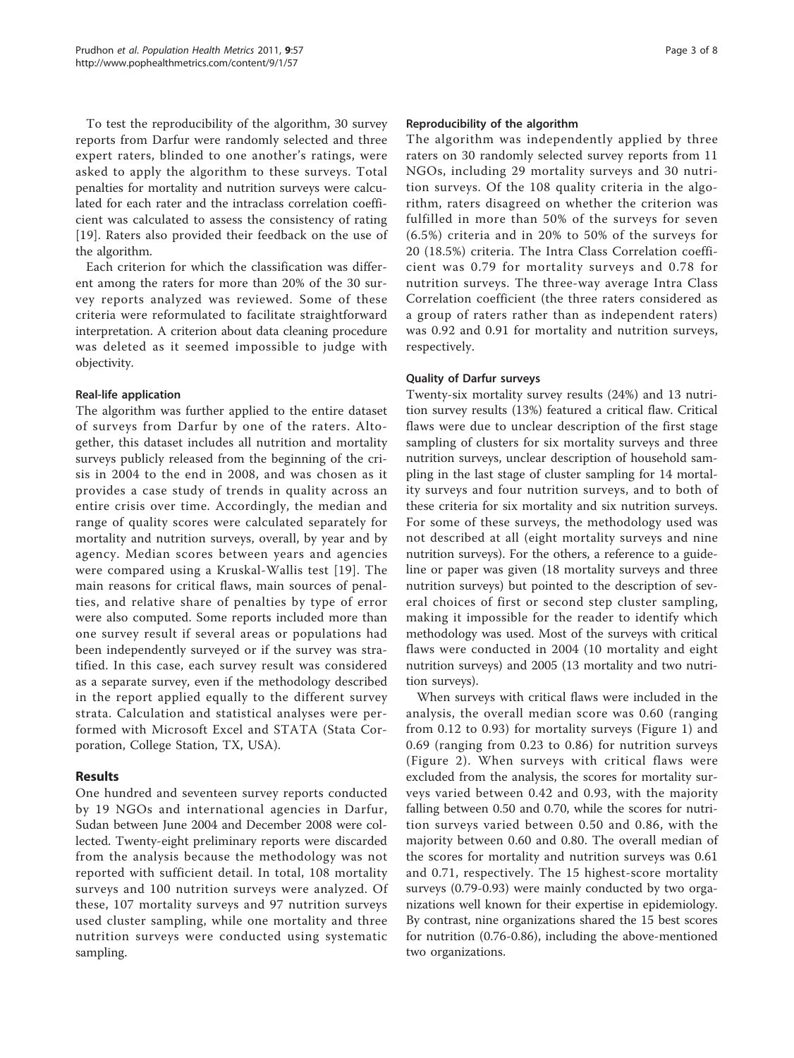To test the reproducibility of the algorithm, 30 survey reports from Darfur were randomly selected and three expert raters, blinded to one another's ratings, were asked to apply the algorithm to these surveys. Total penalties for mortality and nutrition surveys were calculated for each rater and the intraclass correlation coefficient was calculated to assess the consistency of rating [19]. Raters also provided their feedback on the use of the algorithm.

Each criterion for which the classification was different among the raters for more than 20% of the 30 survey reports analyzed was reviewed. Some of these criteria were reformulated to facilitate straightforward interpretation. A criterion about data cleaning procedure was deleted as it seemed impossible to judge with objectivity.

### Real-life application

The algorithm was further applied to the entire dataset of surveys from Darfur by one of the raters. Altogether, this dataset includes all nutrition and mortality surveys publicly released from the beginning of the crisis in 2004 to the end in 2008, and was chosen as it provides a case study of trends in quality across an entire crisis over time. Accordingly, the median and range of quality scores were calculated separately for mortality and nutrition surveys, overall, by year and by agency. Median scores between years and agencies were compared using a Kruskal-Wallis test [19]. The main reasons for critical flaws, main sources of penalties, and relative share of penalties by type of error were also computed. Some reports included more than one survey result if several areas or populations had been independently surveyed or if the survey was stratified. In this case, each survey result was considered as a separate survey, even if the methodology described in the report applied equally to the different survey strata. Calculation and statistical analyses were performed with Microsoft Excel and STATA (Stata Corporation, College Station, TX, USA).

## Results

One hundred and seventeen survey reports conducted by 19 NGOs and international agencies in Darfur, Sudan between June 2004 and December 2008 were collected. Twenty-eight preliminary reports were discarded from the analysis because the methodology was not reported with sufficient detail. In total, 108 mortality surveys and 100 nutrition surveys were analyzed. Of these, 107 mortality surveys and 97 nutrition surveys used cluster sampling, while one mortality and three nutrition surveys were conducted using systematic sampling.

### Reproducibility of the algorithm

The algorithm was independently applied by three raters on 30 randomly selected survey reports from 11 NGOs, including 29 mortality surveys and 30 nutrition surveys. Of the 108 quality criteria in the algorithm, raters disagreed on whether the criterion was fulfilled in more than 50% of the surveys for seven (6.5%) criteria and in 20% to 50% of the surveys for 20 (18.5%) criteria. The Intra Class Correlation coefficient was 0.79 for mortality surveys and 0.78 for nutrition surveys. The three-way average Intra Class Correlation coefficient (the three raters considered as a group of raters rather than as independent raters) was 0.92 and 0.91 for mortality and nutrition surveys, respectively.

### Quality of Darfur surveys

Twenty-six mortality survey results (24%) and 13 nutrition survey results (13%) featured a critical flaw. Critical flaws were due to unclear description of the first stage sampling of clusters for six mortality surveys and three nutrition surveys, unclear description of household sampling in the last stage of cluster sampling for 14 mortality surveys and four nutrition surveys, and to both of these criteria for six mortality and six nutrition surveys. For some of these surveys, the methodology used was not described at all (eight mortality surveys and nine nutrition surveys). For the others, a reference to a guideline or paper was given (18 mortality surveys and three nutrition surveys) but pointed to the description of several choices of first or second step cluster sampling, making it impossible for the reader to identify which methodology was used. Most of the surveys with critical flaws were conducted in 2004 (10 mortality and eight nutrition surveys) and 2005 (13 mortality and two nutrition surveys).

When surveys with critical flaws were included in the analysis, the overall median score was 0.60 (ranging from 0.12 to 0.93) for mortality surveys (Figure 1) and 0.69 (ranging from 0.23 to 0.86) for nutrition surveys (Figure 2). When surveys with critical flaws were excluded from the analysis, the scores for mortality surveys varied between 0.42 and 0.93, with the majority falling between 0.50 and 0.70, while the scores for nutrition surveys varied between 0.50 and 0.86, with the majority between 0.60 and 0.80. The overall median of the scores for mortality and nutrition surveys was 0.61 and 0.71, respectively. The 15 highest-score mortality surveys (0.79-0.93) were mainly conducted by two organizations well known for their expertise in epidemiology. By contrast, nine organizations shared the 15 best scores for nutrition (0.76-0.86), including the above-mentioned two organizations.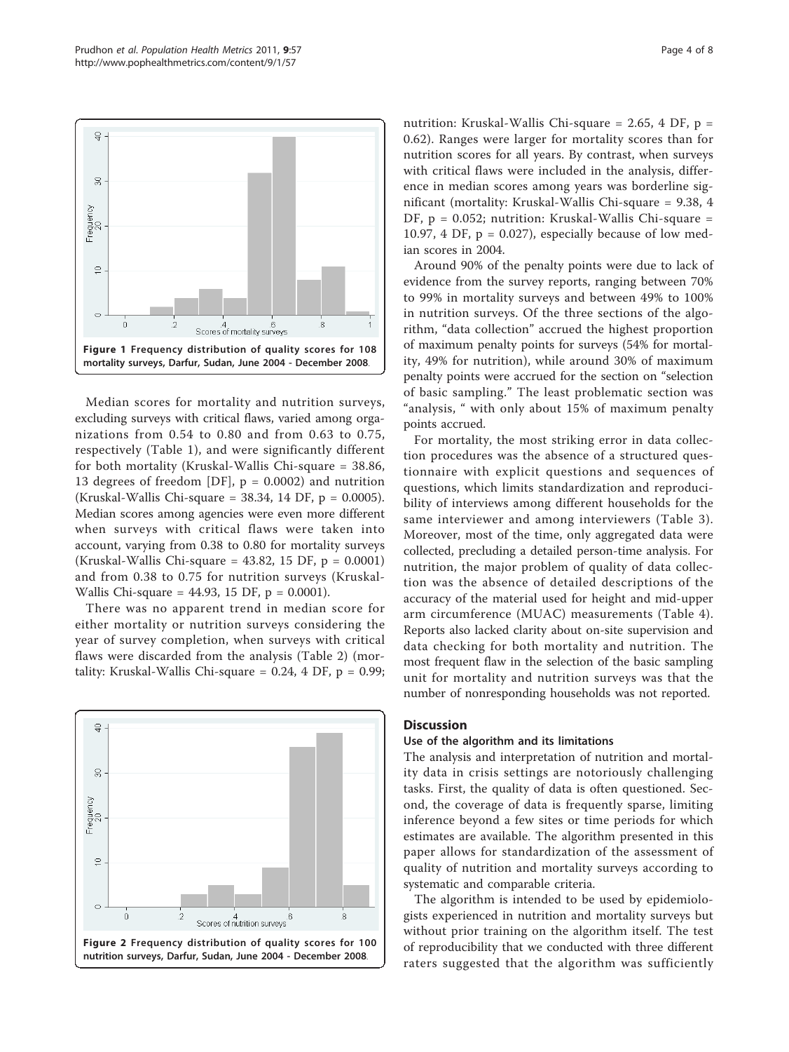Figure 1 Frequency distribution of quality scores for 108 mortality surveys, Darfur, Sudan, June 2004 - December 2008.

Median scores for mortality and nutrition surveys, excluding surveys with critical flaws, varied among organizations from 0.54 to 0.80 and from 0.63 to 0.75, respectively (Table 1), and were significantly different for both mortality (Kruskal-Wallis Chi-square = 38.86, 13 degrees of freedom [DF], p = 0.0002) and nutrition (Kruskal-Wallis Chi-square = 38.34, 14 DF, p = 0.0005). Median scores among agencies were even more different when surveys with critical flaws were taken into account, varying from 0.38 to 0.80 for mortality surveys (Kruskal-Wallis Chi-square = 43.82, 15 DF, p = 0.0001) and from 0.38 to 0.75 for nutrition surveys (Kruskal-Wallis Chi-square = 44.93, 15 DF, p = 0.0001).

There was no apparent trend in median score for either mortality or nutrition surveys considering the year of survey completion, when surveys with critical flaws were discarded from the analysis (Table 2) (mortality: Kruskal-Wallis Chi-square = 0.24, 4 DF, p = 0.99; nutrition: Kruskal-Wallis Chi-square = 2.65, 4 DF, p = 0.62). Ranges were larger for mortality scores than for nutrition scores for all years. By contrast, when surveys with critical flaws were included in the analysis, difference in median scores among years was borderline significant (mortality: Kruskal-Wallis Chi-square = 9.38, 4 DF, p = 0.052; nutrition: Kruskal-Wallis Chi-square = 10.97, 4 DF, p = 0.027), especially because of low median scores in 2004.

Figure 2 Frequency distribution of quality scores for 100 nutrition surveys, Darfur, Sudan, June 2004 - December 2008.

Around 90% of the penalty points were due to lack of evidence from the survey reports, ranging between 70% to 99% in mortality surveys and between 49% to 100% in nutrition surveys. Of the three sections of the algorithm, "data collection" accrued the highest proportion of maximum penalty points for surveys (54% for mortality, 49% for nutrition), while around 30% of maximum penalty points were accrued for the section on "selection of basic sampling." The least problematic section was "analysis, " with only about 15% of maximum penalty points accrued.

For mortality, the most striking error in data collection procedures was the absence of a structured questionnaire with explicit questions and sequences of questions, which limits standardization and reproducibility of interviews among different households for the same interviewer and among interviewers (Table 3). Moreover, most of the time, only aggregated data were collected, precluding a detailed person-time analysis. For nutrition, the major problem of quality of data collection was the absence of detailed descriptions of the accuracy of the material used for height and mid-upper arm circumference (MUAC) measurements (Table 4). Reports also lacked clarity about on-site supervision and data checking for both mortality and nutrition. The most frequent flaw in the selection of the basic sampling unit for mortality and nutrition surveys was that the number of nonresponding households was not reported.

## Discussion

### Use of the algorithm and its limitations

The analysis and interpretation of nutrition and mortality data in crisis settings are notoriously challenging tasks. First, the quality of data is often questioned. Second, the coverage of data is frequently sparse, limiting inference beyond a few sites or time periods for which estimates are available. The algorithm presented in this paper allows for standardization of the assessment of quality of nutrition and mortality surveys according to systematic and comparable criteria.

The algorithm is intended to be used by epidemiologists experienced in nutrition and mortality surveys but without prior training on the algorithm itself. The test of reproducibility that we conducted with three different raters suggested that the algorithm was sufficiently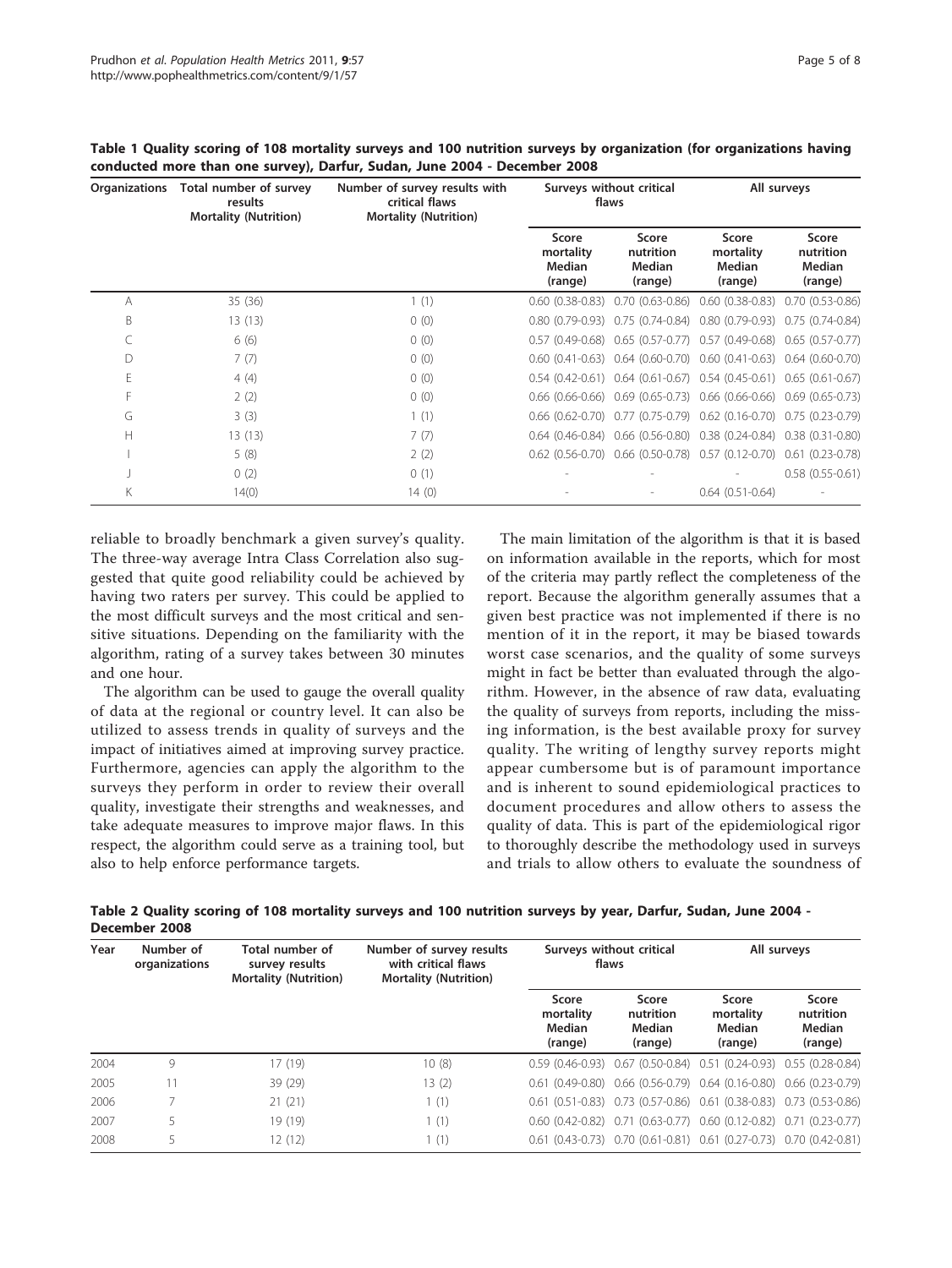**Table 1 Quality scoring of 108 mortality surveys and 100 nutrition surveys by organization (for organizations having conducted more than one survey), Darfur, Sudan, June 2004 - December 2008**

| Organizations | Total number of survey results Mortality (Nutrition) | Number of survey results with critical flaws Mortality (Nutrition) | Surveys without critical flaws | | All surveys | |
|---|---|---|---|---|---|---|
| | | | Score mortality Median (range) | Score nutrition Median (range) | Score mortality Median (range) | Score nutrition Median (range) |
| A | 35 (36) | 1 (1) | 0.60 (0.38-0.83) | 0.70 (0.63-0.86) | 0.60 (0.38-0.83) | 0.70 (0.53-0.86) |
| B | 13 (13) | 0 (0) | 0.80 (0.79-0.93) | 0.75 (0.74-0.84) | 0.80 (0.79-0.93) | 0.75 (0.74-0.84) |
| C | 6 (6) | 0 (0) | 0.57 (0.49-0.68) | 0.65 (0.57-0.77) | 0.57 (0.49-0.68) | 0.65 (0.57-0.77) |
| D | 7 (7) | 0 (0) | 0.60 (0.41-0.63) | 0.64 (0.60-0.70) | 0.60 (0.41-0.63) | 0.64 (0.60-0.70) |
| E | 4 (4) | 0 (0) | 0.54 (0.42-0.61) | 0.64 (0.61-0.67) | 0.54 (0.45-0.61) | 0.65 (0.61-0.67) |
| F | 2 (2) | 0 (0) | 0.66 (0.66-0.66) | 0.69 (0.65-0.73) | 0.66 (0.66-0.66) | 0.69 (0.65-0.73) |
| G | 3 (3) | 1 (1) | 0.66 (0.62-0.70) | 0.77 (0.75-0.79) | 0.62 (0.16-0.70) | 0.75 (0.23-0.79) |
| H | 13 (13) | 7 (7) | 0.64 (0.46-0.84) | 0.66 (0.56-0.80) | 0.38 (0.24-0.84) | 0.38 (0.31-0.80) |
| I | 5 (8) | 2 (2) | 0.62 (0.56-0.70) | 0.66 (0.50-0.78) | 0.57 (0.12-0.70) | 0.61 (0.23-0.78) |
| J | 0 (2) | 0 (1) | - | - | - | 0.58 (0.55-0.61) |
| K | 14(0) | 14 (0) | - | - | 0.64 (0.51-0.64) | - |

reliable to broadly benchmark a given survey's quality. The three-way average Intra Class Correlation also suggested that quite good reliability could be achieved by having two raters per survey. This could be applied to the most difficult surveys and the most critical and sensitive situations. Depending on the familiarity with the algorithm, rating of a survey takes between 30 minutes and one hour.

The algorithm can be used to gauge the overall quality of data at the regional or country level. It can also be utilized to assess trends in quality of surveys and the impact of initiatives aimed at improving survey practice. Furthermore, agencies can apply the algorithm to the surveys they perform in order to review their overall quality, investigate their strengths and weaknesses, and take adequate measures to improve major flaws. In this respect, the algorithm could serve as a training tool, but also to help enforce performance targets.

The main limitation of the algorithm is that it is based on information available in the reports, which for most of the criteria may partly reflect the completeness of the report. Because the algorithm generally assumes that a given best practice was not implemented if there is no mention of it in the report, it may be biased towards worst case scenarios, and the quality of some surveys might in fact be better than evaluated through the algorithm. However, in the absence of raw data, evaluating the quality of surveys from reports, including the missing information, is the best available proxy for survey quality. The writing of lengthy survey reports might appear cumbersome but is of paramount importance and is inherent to sound epidemiological practices to document procedures and allow others to assess the quality of data. This is part of the epidemiological rigor to thoroughly describe the methodology used in surveys and trials to allow others to evaluate the soundness of

**Table 2 Quality scoring of 108 mortality surveys and 100 nutrition surveys by year, Darfur, Sudan, June 2004 - December 2008**

| Year | Number of organizations | Total number of survey results Mortality (Nutrition) | Number of survey results with critical flaws Mortality (Nutrition) | Surveys without critical flaws | | All surveys | |
|---|---|---|---|---|---|---|---|
| | | | | Score mortality Median (range) | Score nutrition Median (range) | Score mortality Median (range) | Score nutrition Median (range) |
| 2004 | 9 | 17 (19) | 10 (8) | 0.59 (0.46-0.93) | 0.67 (0.50-0.84) | 0.51 (0.24-0.93) | 0.55 (0.28-0.84) |
| 2005 | 11 | 39 (29) | 13 (2) | 0.61 (0.49-0.80) | 0.66 (0.56-0.79) | 0.64 (0.16-0.80) | 0.66 (0.23-0.79) |
| 2006 | 7 | 21 (21) | 1 (1) | 0.61 (0.51-0.83) | 0.73 (0.57-0.86) | 0.61 (0.38-0.83) | 0.73 (0.53-0.86) |
| 2007 | 5 | 19 (19) | 1 (1) | 0.60 (0.42-0.82) | 0.71 (0.63-0.77) | 0.60 (0.12-0.82) | 0.71 (0.23-0.77) |
| 2008 | 5 | 12 (12) | 1 (1) | 0.61 (0.43-0.73) | 0.70 (0.61-0.81) | 0.61 (0.27-0.73) | 0.70 (0.42-0.81) |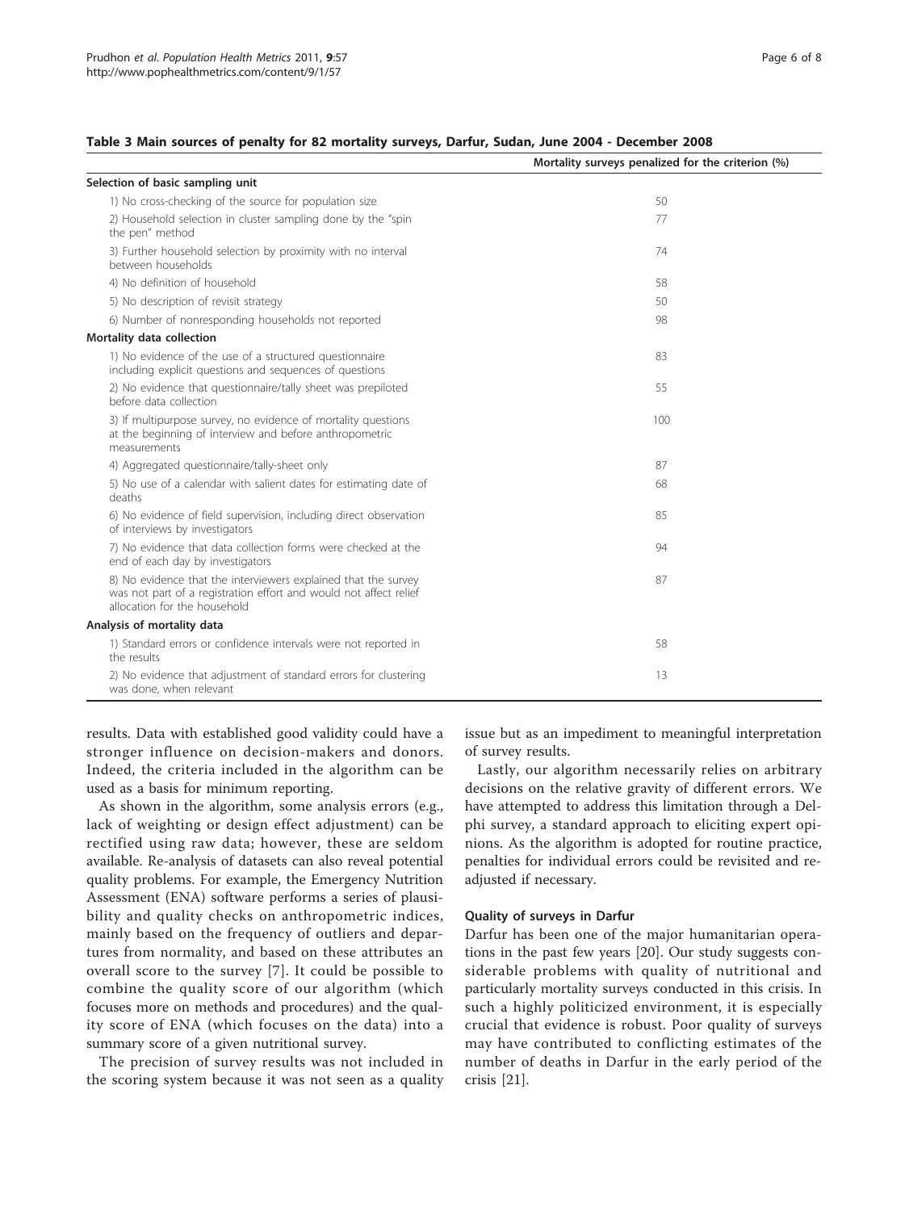**Table 3 Main sources of penalty for 82 mortality surveys, Darfur, Sudan, June 2004 - December 2008**

| | Mortality surveys penalized for the criterion (%) |
|---|---|
| **Selection of basic sampling unit** | |
| 1) No cross-checking of the source for population size | 50 |
| 2) Household selection in cluster sampling done by the "spin the pen" method | 77 |
| 3) Further household selection by proximity with no interval between households | 74 |
| 4) No definition of household | 58 |
| 5) No description of revisit strategy | 50 |
| 6) Number of nonresponding households not reported | 98 |
| **Mortality data collection** | |
| 1) No evidence of the use of a structured questionnaire including explicit questions and sequences of questions | 83 |
| 2) No evidence that questionnaire/tally sheet was prepiloted before data collection | 55 |
| 3) If multipurpose survey, no evidence of mortality questions at the beginning of interview and before anthropometric measurements | 100 |
| 4) Aggregated questionnaire/tally-sheet only | 87 |
| 5) No use of a calendar with salient dates for estimating date of deaths | 68 |
| 6) No evidence of field supervision, including direct observation of interviews by investigators | 85 |
| 7) No evidence that data collection forms were checked at the end of each day by investigators | 94 |
| 8) No evidence that the interviewers explained that the survey was not part of a registration effort and would not affect relief allocation for the household | 87 |
| **Analysis of mortality data** | |
| 1) Standard errors or confidence intervals were not reported in the results | 58 |
| 2) No evidence that adjustment of standard errors for clustering was done, when relevant | 13 |

results. Data with established good validity could have a stronger influence on decision-makers and donors. Indeed, the criteria included in the algorithm can be used as a basis for minimum reporting.

As shown in the algorithm, some analysis errors (e.g., lack of weighting or design effect adjustment) can be rectified using raw data; however, these are seldom available. Re-analysis of datasets can also reveal potential quality problems. For example, the Emergency Nutrition Assessment (ENA) software performs a series of plausibility and quality checks on anthropometric indices, mainly based on the frequency of outliers and departures from normality, and based on these attributes an overall score to the survey [7]. It could be possible to combine the quality score of our algorithm (which focuses more on methods and procedures) and the quality score of ENA (which focuses on the data) into a summary score of a given nutritional survey.

The precision of survey results was not included in the scoring system because it was not seen as a quality issue but as an impediment to meaningful interpretation of survey results.

Lastly, our algorithm necessarily relies on arbitrary decisions on the relative gravity of different errors. We have attempted to address this limitation through a Delphi survey, a standard approach to eliciting expert opinions. As the algorithm is adopted for routine practice, penalties for individual errors could be revisited and re-adjusted if necessary.

### Quality of surveys in Darfur

Darfur has been one of the major humanitarian operations in the past few years [20]. Our study suggests considerable problems with quality of nutritional and particularly mortality surveys conducted in this crisis. In such a highly politicized environment, it is especially crucial that evidence is robust. Poor quality of surveys may have contributed to conflicting estimates of the number of deaths in Darfur in the early period of the crisis [21].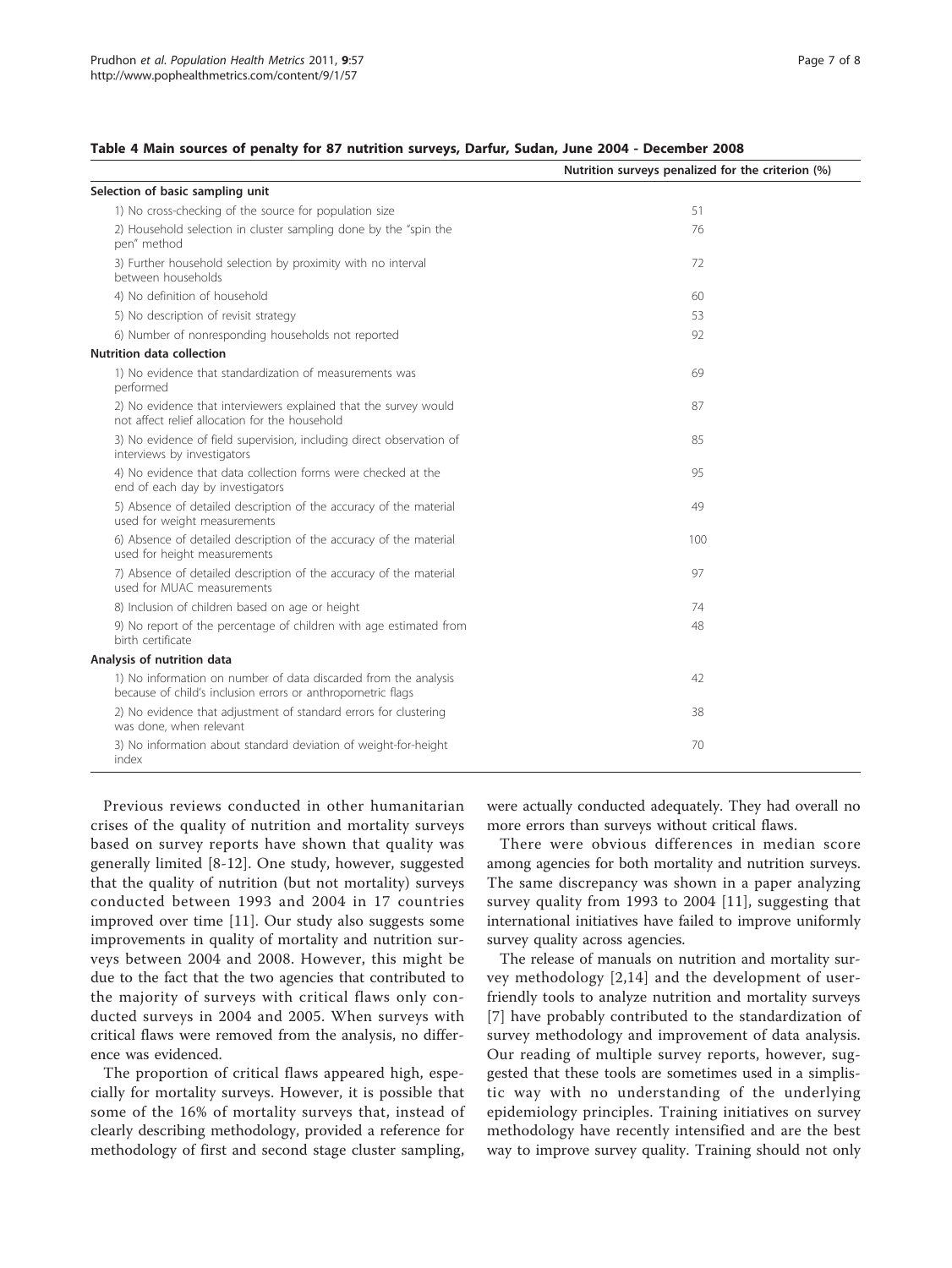**Table 4 Main sources of penalty for 87 nutrition surveys, Darfur, Sudan, June 2004 - December 2008**

| | Nutrition surveys penalized for the criterion (%) |
|---|---|
| **Selection of basic sampling unit** | |
| 1) No cross-checking of the source for population size | 51 |
| 2) Household selection in cluster sampling done by the "spin the pen" method | 76 |
| 3) Further household selection by proximity with no interval between households | 72 |
| 4) No definition of household | 60 |
| 5) No description of revisit strategy | 53 |
| 6) Number of nonresponding households not reported | 92 |
| **Nutrition data collection** | |
| 1) No evidence that standardization of measurements was performed | 69 |
| 2) No evidence that interviewers explained that the survey would not affect relief allocation for the household | 87 |
| 3) No evidence of field supervision, including direct observation of interviews by investigators | 85 |
| 4) No evidence that data collection forms were checked at the end of each day by investigators | 95 |
| 5) Absence of detailed description of the accuracy of the material used for weight measurements | 49 |
| 6) Absence of detailed description of the accuracy of the material used for height measurements | 100 |
| 7) Absence of detailed description of the accuracy of the material used for MUAC measurements | 97 |
| 8) Inclusion of children based on age or height | 74 |
| 9) No report of the percentage of children with age estimated from birth certificate | 48 |
| **Analysis of nutrition data** | |
| 1) No information on number of data discarded from the analysis because of child's inclusion errors or anthropometric flags | 42 |
| 2) No evidence that adjustment of standard errors for clustering was done, when relevant | 38 |
| 3) No information about standard deviation of weight-for-height index | 70 |

Previous reviews conducted in other humanitarian crises of the quality of nutrition and mortality surveys based on survey reports have shown that quality was generally limited [8-12]. One study, however, suggested that the quality of nutrition (but not mortality) surveys conducted between 1993 and 2004 in 17 countries improved over time [11]. Our study also suggests some improvements in quality of mortality and nutrition surveys between 2004 and 2008. However, this might be due to the fact that the two agencies that contributed to the majority of surveys with critical flaws only conducted surveys in 2004 and 2005. When surveys with critical flaws were removed from the analysis, no difference was evidenced.

The proportion of critical flaws appeared high, especially for mortality surveys. However, it is possible that some of the 16% of mortality surveys that, instead of clearly describing methodology, provided a reference for methodology of first and second stage cluster sampling, were actually conducted adequately. They had overall no more errors than surveys without critical flaws.

There were obvious differences in median score among agencies for both mortality and nutrition surveys. The same discrepancy was shown in a paper analyzing survey quality from 1993 to 2004 [11], suggesting that international initiatives have failed to improve uniformly survey quality across agencies.

The release of manuals on nutrition and mortality survey methodology [2,14] and the development of user-friendly tools to analyze nutrition and mortality surveys [7] have probably contributed to the standardization of survey methodology and improvement of data analysis. Our reading of multiple survey reports, however, suggested that these tools are sometimes used in a simplistic way with no understanding of the underlying epidemiology principles. Training initiatives on survey methodology have recently intensified and are the best way to improve survey quality. Training should not only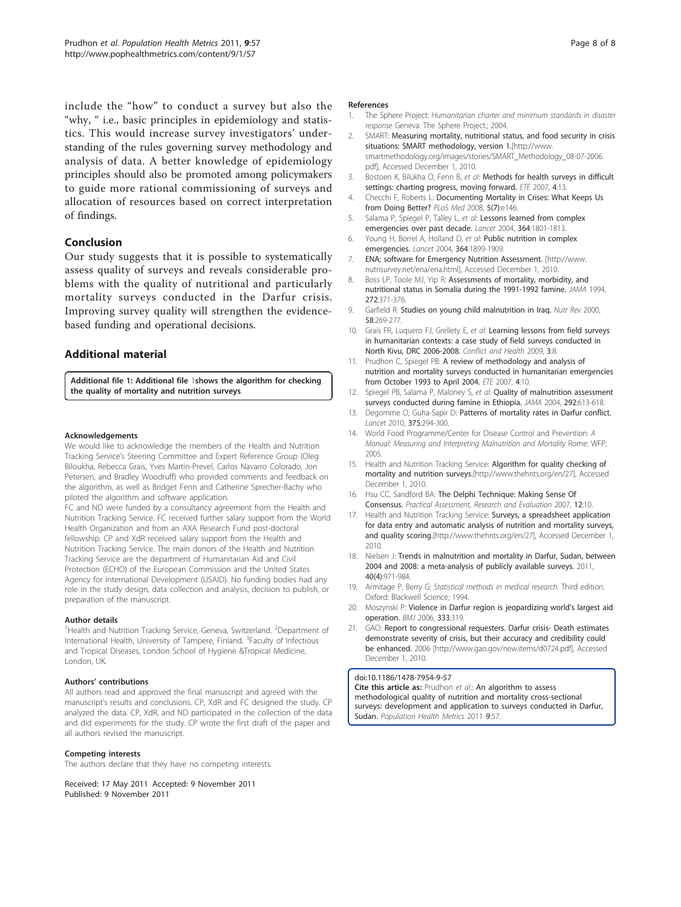include the "how" to conduct a survey but also the "why, " i.e., basic principles in epidemiology and statistics. This would increase survey investigators' understanding of the rules governing survey methodology and analysis of data. A better knowledge of epidemiology principles should also be promoted among policymakers to guide more rational commissioning of surveys and allocation of resources based on correct interpretation of findings.

## Conclusion

Our study suggests that it is possible to systematically assess quality of surveys and reveals considerable problems with the quality of nutritional and particularly mortality surveys conducted in the Darfur crisis. Improving survey quality will strengthen the evidence-based funding and operational decisions.

## Additional material

**Additional file 1: Additional file** 1**shows the algorithm for checking the quality of mortality and nutrition surveys**.

#### Acknowledgements

We would like to acknowledge the members of the Health and Nutrition Tracking Service's Steering Committee and Expert Reference Group (Oleg Bilоukha, Rebecca Grais, Yves Martin-Prevel, Carlos Navarro Colorado, Jon Petersen, and Bradley Woodruff) who provided comments and feedback on the algorithm, as well as Bridget Fenn and Catherine Sprecher-Bachy who piloted the algorithm and software application.

FC and ND were funded by a consultancy agreement from the Health and Nutrition Tracking Service. FC received further salary support from the World Health Organization and from an AXA Research Fund post-doctoral fellowship. CP and XdR received salary support from the Health and Nutrition Tracking Service. The main donors of the Health and Nutrition Tracking Service are the department of Humanitarian Aid and Civil Protection (ECHO) of the European Commission and the United States Agency for International Development (USAID). No funding bodies had any role in the study design, data collection and analysis, decision to publish, or preparation of the manuscript.

#### Author details

[1]Health and Nutrition Tracking Service, Geneva, Switzerland. [2]Department of International Health, University of Tampere, Finland. [3]Faculty of Infectious and Tropical Diseases, London School of Hygiene &Tropical Medicine, London, UK.

#### Authors' contributions

All authors read and approved the final manuscript and agreed with the manuscript's results and conclusions. CP, XdR and FC designed the study. CP analyzed the data. CP, XdR, and ND participated in the collection of the data and did experiments for the study. CP wrote the first draft of the paper and all authors revised the manuscript.

#### Competing interests

The authors declare that they have no competing interests.

Received: 17 May 2011 Accepted: 9 November 2011
Published: 9 November 2011

#### References

1. The Sphere Project: *Humanitarian charter and minimum standards in disaster response* Geneva: The Sphere Project.; 2004.
2. SMART: **Measuring mortality, nutritional status, and food security in crisis situations: SMART methodology, version 1.**[http://www.smartmethodology.org/images/stories/SMART_Methodology_08-07-2006.pdf], Accessed December 1, 2010.
3. Bostoen K, Bilukha O, Fenn B, *et al*: **Methods for health surveys in difficult settings: charting progress, moving forward.** *ETE* 2007, **4**:13.
4. Checchi F, Roberts L: **Documenting Mortality in Crises: What Keeps Us from Doing Better?** *PLoS Med* 2008, **5(7)**:e146.
5. Salama P, Spiegel P, Talley L, *et al*: **Lessons learned from complex emergencies over past decade.** *Lancet* 2004, **364**:1801-1813.
6. Young H, Borrel A, Holland D, *et al*: **Public nutrition in complex emergencies.** *Lancet* 2004, **364**:1899-1909.
7. **ENA; software for Emergency Nutrition Assessment.** [http://www.nutrisurvey.net/ena/ena.html], Accessed December 1, 2010.
8. Boss LP, Toole MJ, Yip R: **Assessments of mortality, morbidity, and nutritional status in Somalia during the 1991-1992 famine.** *JAMA* 1994, **272**:371-376.
9. Garfield R: **Studies on young child malnutrition in Iraq.** *Nutr Rev* 2000, **58**:269-277.
10. Grais FR, Luquero FJ, Grellety E, *et al*: **Learning lessons from field surveys in humanitarian contexts: a case study of field surveys conducted in North Kivu, DRC 2006-2008.** *Conflict and Health* 2009, **3**:8.
11. Prudhon C, Spiegel PB: **A review of methodology and analysis of nutrition and mortality surveys conducted in humanitarian emergencies from October 1993 to April 2004.** *ETE* 2007, **4**:10.
12. Spiegel PB, Salama P, Maloney S, *et al*: **Quality of malnutrition assessment surveys conducted during famine in Ethiopia.** *JAMA* 2004, **292**:613-618.
13. Degomme O, Guha-Sapir D: **Patterns of mortality rates in Darfur conflict.** *Lancet* 2010, **375**:294-300.
14. World Food Programme/Center for Disease Control and Prevention: *A Manual: Measuring and Interpreting Malnutrition and Mortality* Rome: WFP; 2005.
15. Health and Nutrition Tracking Service: **Algorithm for quality checking of mortality and nutrition surveys.**[http://www.thehnts.org/en/27], Accessed December 1, 2010.
16. Hsu CC, Sandford BA: **The Delphi Technique: Making Sense Of Consensus.** *Practical Assessment, Research and Evaluation* 2007, **12**:10.
17. Health and Nutrition Tracking Service: **Surveys, a spreadsheet application for data entry and automatic analysis of nutrition and mortality surveys, and quality scoring.**[http://www.thehnts.org/en/27], Accessed December 1, 2010.
18. Nielsen J: **Trends in malnutrition and mortality in Darfur, Sudan, between 2004 and 2008: a meta-analysis of publicly available surveys.** 2011, **40(4)**:971-984.
19. Armitage P, Berry G: *Statistical methods in medical research.* Third edition. Oxford: Blackwell Science; 1994.
20. Moszynski P: **Violence in Darfur region is jeopardizing world's largest aid operation.** *BMJ* 2006, **333**:319.
21. GAO: **Report to congressional requesters. Darfur crisis- Death estimates demonstrate severity of crisis, but their accuracy and credibility could be enhanced.** 2006 [http://www.gao.gov/new.items/d0724.pdf], Accessed December 1, 2010.

doi:10.1186/1478-7954-9-57
**Cite this article as:** Prudhon *et al.*: An algorithm to assess methodological quality of nutrition and mortality cross-sectional surveys: development and application to surveys conducted in Darfur, Sudan. *Population Health Metrics* 2011 **9**:57.